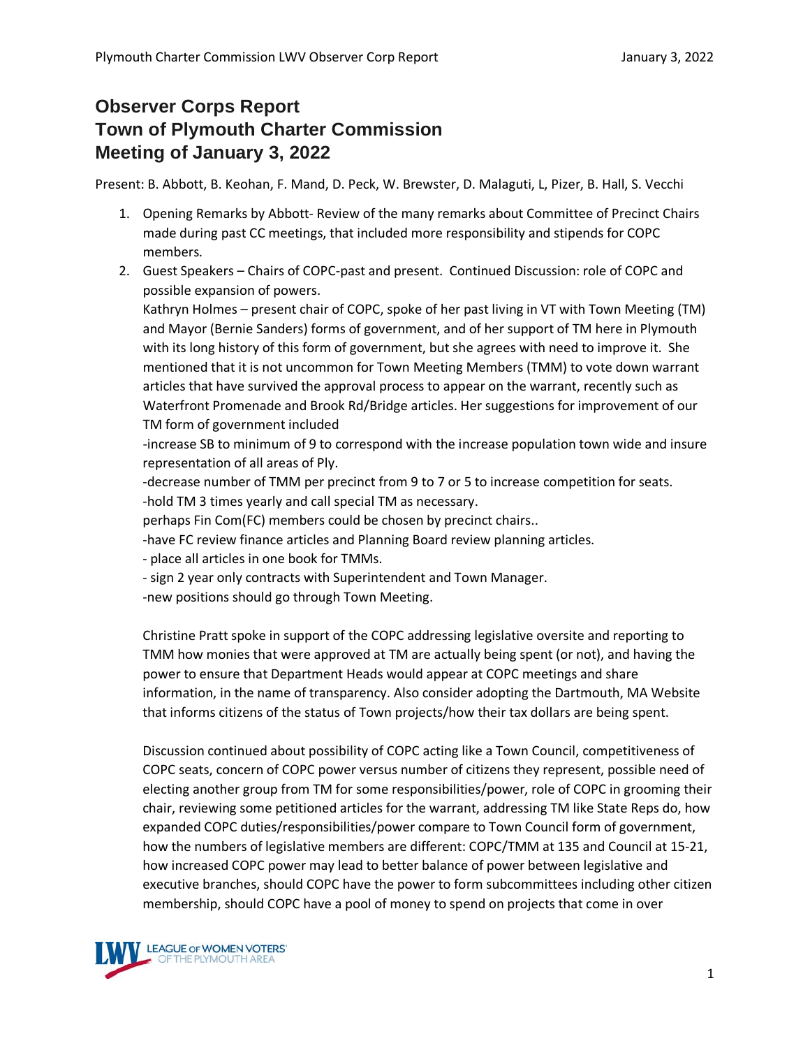# Observer Corps Report
# Town of Plymouth Charter Commission
# Meeting of January 3, 2022

Present: B. Abbott, B. Keohan, F. Mand, D. Peck, W. Brewster, D. Malaguti, L, Pizer, B. Hall, S. Vecchi

1. Opening Remarks by Abbott- Review of the many remarks about Committee of Precinct Chairs made during past CC meetings, that included more responsibility and stipends for COPC members.
2. Guest Speakers – Chairs of COPC-past and present. Continued Discussion: role of COPC and possible expansion of powers.

   Kathryn Holmes – present chair of COPC, spoke of her past living in VT with Town Meeting (TM) and Mayor (Bernie Sanders) forms of government, and of her support of TM here in Plymouth with its long history of this form of government, but she agrees with need to improve it. She mentioned that it is not uncommon for Town Meeting Members (TMM) to vote down warrant articles that have survived the approval process to appear on the warrant, recently such as Waterfront Promenade and Brook Rd/Bridge articles. Her suggestions for improvement of our TM form of government included

   -increase SB to minimum of 9 to correspond with the increase population town wide and insure representation of all areas of Ply.
   -decrease number of TMM per precinct from 9 to 7 or 5 to increase competition for seats.
   -hold TM 3 times yearly and call special TM as necessary.
   perhaps Fin Com(FC) members could be chosen by precinct chairs..
   -have FC review finance articles and Planning Board review planning articles.
   - place all articles in one book for TMMs.
   - sign 2 year only contracts with Superintendent and Town Manager.
   -new positions should go through Town Meeting.

   Christine Pratt spoke in support of the COPC addressing legislative oversite and reporting to TMM how monies that were approved at TM are actually being spent (or not), and having the power to ensure that Department Heads would appear at COPC meetings and share information, in the name of transparency. Also consider adopting the Dartmouth, MA Website that informs citizens of the status of Town projects/how their tax dollars are being spent.

   Discussion continued about possibility of COPC acting like a Town Council, competitiveness of COPC seats, concern of COPC power versus number of citizens they represent, possible need of electing another group from TM for some responsibilities/power, role of COPC in grooming their chair, reviewing some petitioned articles for the warrant, addressing TM like State Reps do, how expanded COPC duties/responsibilities/power compare to Town Council form of government, how the numbers of legislative members are different: COPC/TMM at 135 and Council at 15-21, how increased COPC power may lead to better balance of power between legislative and executive branches, should COPC have the power to form subcommittees including other citizen membership, should COPC have a pool of money to spend on projects that come in over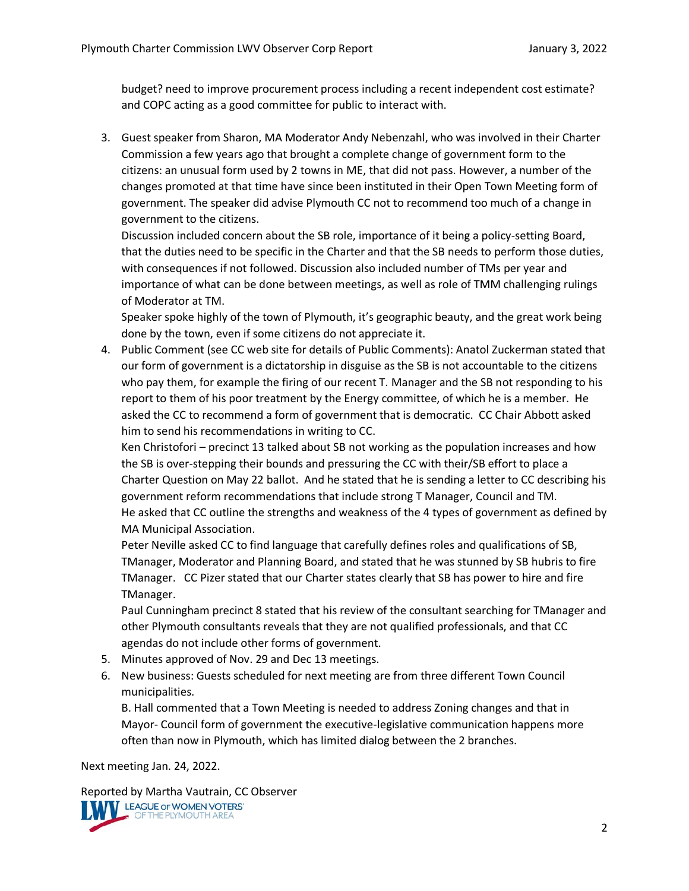budget? need to improve procurement process including a recent independent cost estimate? and COPC acting as a good committee for public to interact with.

3. Guest speaker from Sharon, MA Moderator Andy Nebenzahl, who was involved in their Charter Commission a few years ago that brought a complete change of government form to the citizens: an unusual form used by 2 towns in ME, that did not pass. However, a number of the changes promoted at that time have since been instituted in their Open Town Meeting form of government. The speaker did advise Plymouth CC not to recommend too much of a change in government to the citizens.
   Discussion included concern about the SB role, importance of it being a policy-setting Board, that the duties need to be specific in the Charter and that the SB needs to perform those duties, with consequences if not followed. Discussion also included number of TMs per year and importance of what can be done between meetings, as well as role of TMM challenging rulings of Moderator at TM.
   Speaker spoke highly of the town of Plymouth, it's geographic beauty, and the great work being done by the town, even if some citizens do not appreciate it.
4. Public Comment (see CC web site for details of Public Comments): Anatol Zuckerman stated that our form of government is a dictatorship in disguise as the SB is not accountable to the citizens who pay them, for example the firing of our recent T. Manager and the SB not responding to his report to them of his poor treatment by the Energy committee, of which he is a member. He asked the CC to recommend a form of government that is democratic. CC Chair Abbott asked him to send his recommendations in writing to CC.
   Ken Christofori – precinct 13 talked about SB not working as the population increases and how the SB is over-stepping their bounds and pressuring the CC with their/SB effort to place a Charter Question on May 22 ballot. And he stated that he is sending a letter to CC describing his government reform recommendations that include strong T Manager, Council and TM.
   He asked that CC outline the strengths and weakness of the 4 types of government as defined by MA Municipal Association.
   Peter Neville asked CC to find language that carefully defines roles and qualifications of SB, TManager, Moderator and Planning Board, and stated that he was stunned by SB hubris to fire TManager. CC Pizer stated that our Charter states clearly that SB has power to hire and fire TManager.
   Paul Cunningham precinct 8 stated that his review of the consultant searching for TManager and other Plymouth consultants reveals that they are not qualified professionals, and that CC agendas do not include other forms of government.
5. Minutes approved of Nov. 29 and Dec 13 meetings.
6. New business: Guests scheduled for next meeting are from three different Town Council municipalities.
   B. Hall commented that a Town Meeting is needed to address Zoning changes and that in Mayor- Council form of government the executive-legislative communication happens more often than now in Plymouth, which has limited dialog between the 2 branches.

Next meeting Jan. 24, 2022.

Reported by Martha Vautrain, CC Observer

LEAGUE OF WOMEN VOTERS OF THE PLYMOUTH AREA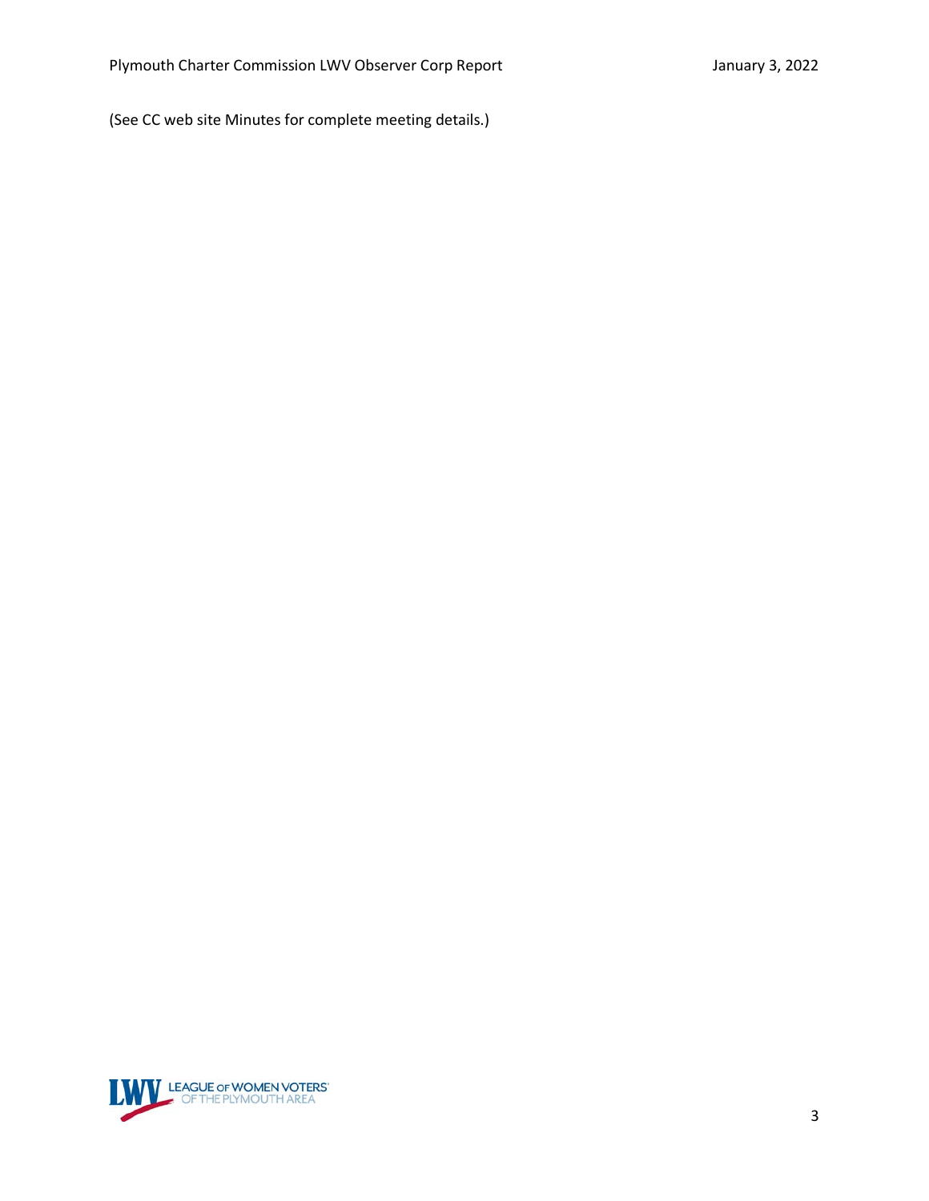(See CC web site Minutes for complete meeting details.)